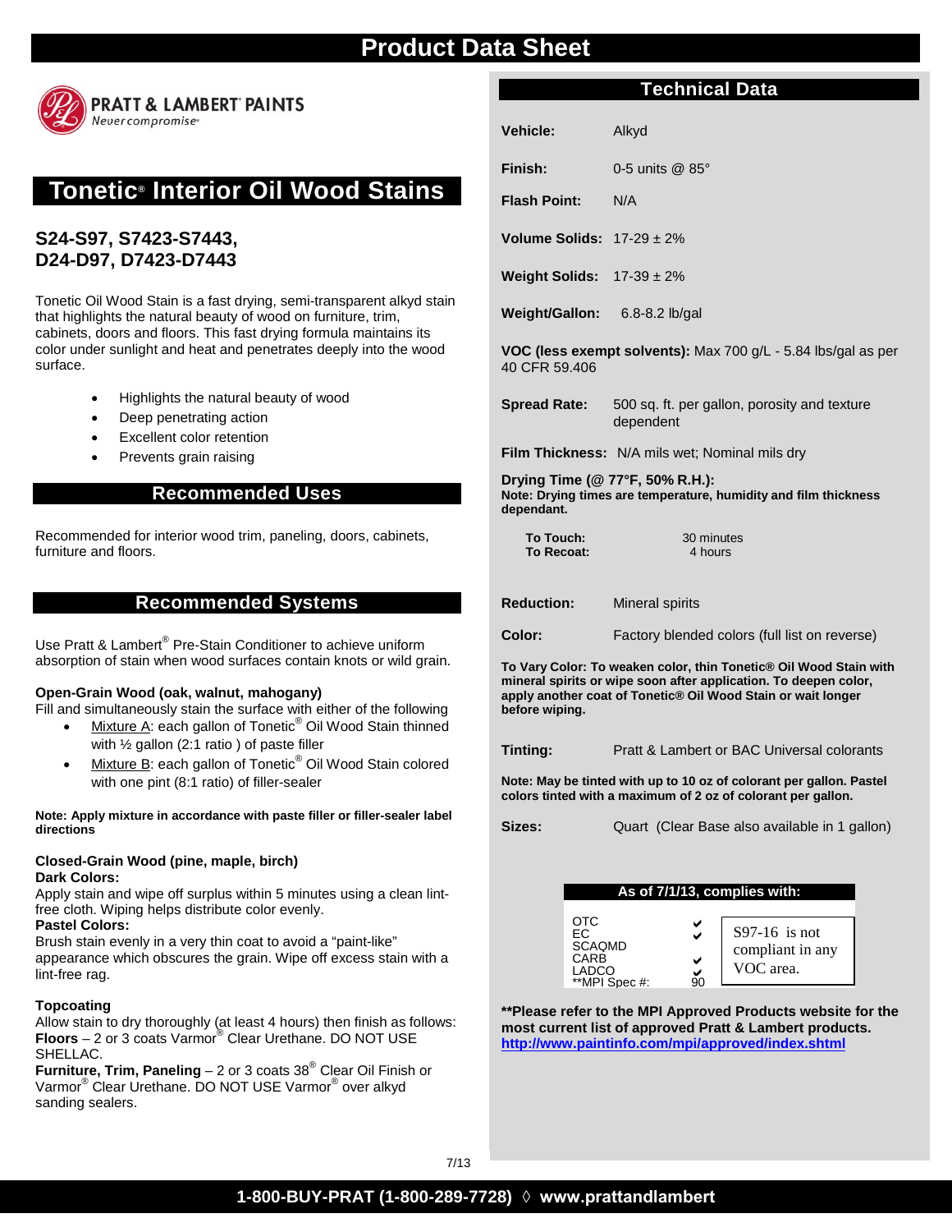# Product Data Sheet

**PRATT & LAMBERT® PAINTS**
*Never compromise®*

## Tonetic® Interior Oil Wood Stains

### S24-S97, S7423-S7443, D24-D97, D7423-D7443

Tonetic Oil Wood Stain is a fast drying, semi-transparent alkyd stain that highlights the natural beauty of wood on furniture, trim, cabinets, doors and floors. This fast drying formula maintains its color under sunlight and heat and penetrates deeply into the wood surface.

- Highlights the natural beauty of wood
- Deep penetrating action
- Excellent color retention
- Prevents grain raising

## Recommended Uses

Recommended for interior wood trim, paneling, doors, cabinets, furniture and floors.

## Recommended Systems

Use Pratt & Lambert® Pre-Stain Conditioner to achieve uniform absorption of stain when wood surfaces contain knots or wild grain.

**Open-Grain Wood (oak, walnut, mahogany)**
Fill and simultaneously stain the surface with either of the following

- Mixture A: each gallon of Tonetic® Oil Wood Stain thinned with ½ gallon (2:1 ratio ) of paste filler
- Mixture B: each gallon of Tonetic® Oil Wood Stain colored with one pint (8:1 ratio) of filler-sealer

**Note: Apply mixture in accordance with paste filler or filler-sealer label directions**

**Closed-Grain Wood (pine, maple, birch)**
**Dark Colors:**
Apply stain and wipe off surplus within 5 minutes using a clean lint-free cloth. Wiping helps distribute color evenly.
**Pastel Colors:**
Brush stain evenly in a very thin coat to avoid a "paint-like" appearance which obscures the grain. Wipe off excess stain with a lint-free rag.

**Topcoating**
Allow stain to dry thoroughly (at least 4 hours) then finish as follows:
**Floors** – 2 or 3 coats Varmor® Clear Urethane. DO NOT USE SHELLAC.
**Furniture, Trim, Paneling** – 2 or 3 coats 38® Clear Oil Finish or Varmor® Clear Urethane. DO NOT USE Varmor® over alkyd sanding sealers.

## Technical Data

**Vehicle:** Alkyd

**Finish:** 0-5 units @ 85°

**Flash Point:** N/A

**Volume Solids:** 17-29 ± 2%

**Weight Solids:** 17-39 ± 2%

**Weight/Gallon:** 6.8-8.2 lb/gal

**VOC (less exempt solvents):** Max 700 g/L - 5.84 lbs/gal as per 40 CFR 59.406

**Spread Rate:** 500 sq. ft. per gallon, porosity and texture dependent

**Film Thickness:** N/A mils wet; Nominal mils dry

**Drying Time (@ 77°F, 50% R.H.):**
**Note: Drying times are temperature, humidity and film thickness dependant.**

| | |
|---|---|
| **To Touch:** | 30 minutes |
| **To Recoat:** | 4 hours |

**Reduction:** Mineral spirits

**Color:** Factory blended colors (full list on reverse)

**To Vary Color: To weaken color, thin Tonetic® Oil Wood Stain with mineral spirits or wipe soon after application. To deepen color, apply another coat of Tonetic® Oil Wood Stain or wait longer before wiping.**

**Tinting:** Pratt & Lambert or BAC Universal colorants

**Note: May be tinted with up to 10 oz of colorant per gallon. Pastel colors tinted with a maximum of 2 oz of colorant per gallon.**

**Sizes:** Quart (Clear Base also available in 1 gallon)

**As of 7/1/13, complies with:**

| | |
|---|---|
| OTC | ✔ |
| EC | ✔ |
| SCAQMD | |
| CARB | ✔ |
| LADCO | ✔ |
| **MPI Spec #: | 90 |

S97-16 is not compliant in any VOC area.

**Please refer to the MPI Approved Products website for the most current list of approved Pratt & Lambert products.** **http://www.paintinfo.com/mpi/approved/index.shtml**

7/13

**1-800-BUY-PRAT (1-800-289-7728) ◊ www.prattandlambert**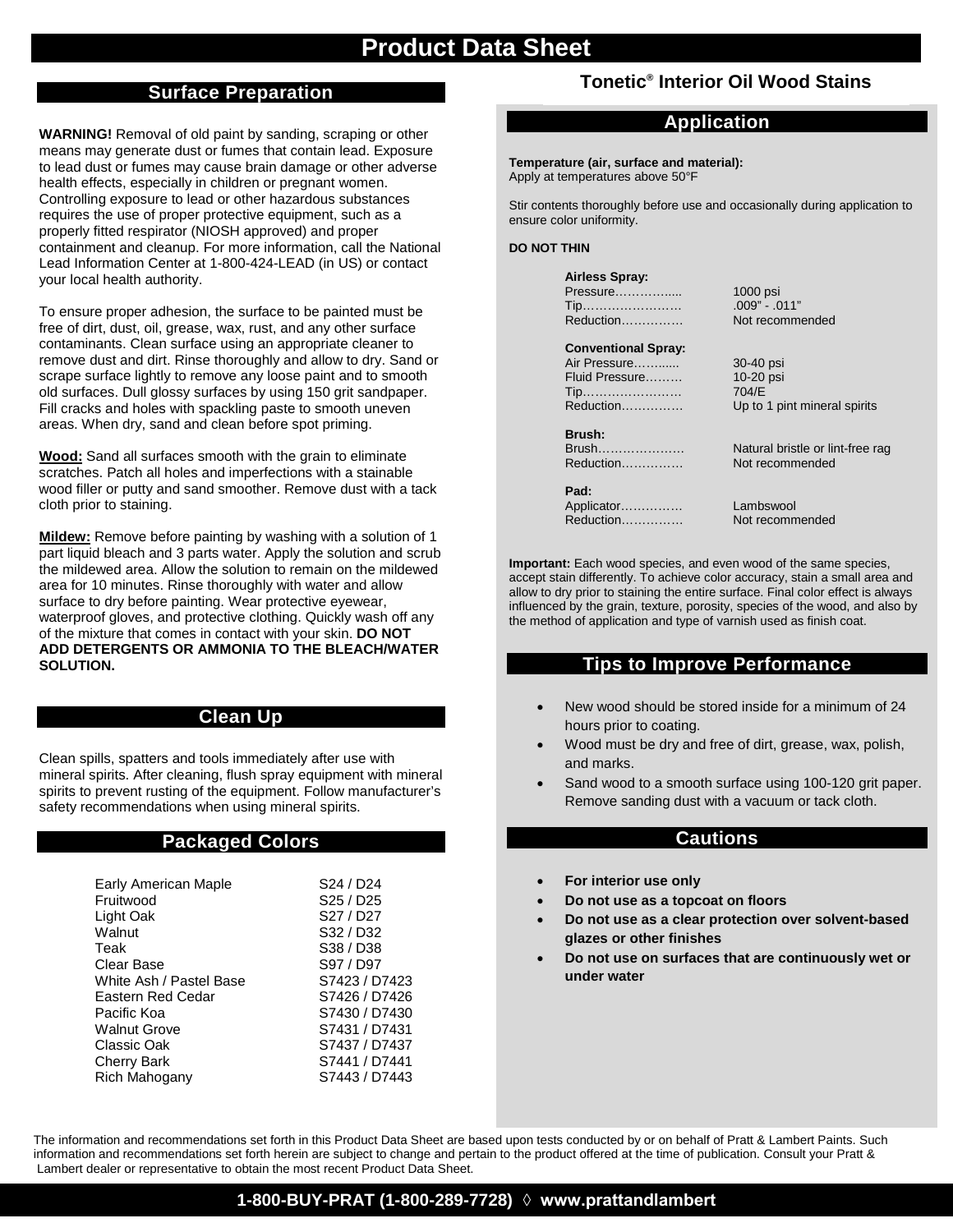# Product Data Sheet

## Tonetic® Interior Oil Wood Stains

## Surface Preparation

**WARNING!** Removal of old paint by sanding, scraping or other means may generate dust or fumes that contain lead. Exposure to lead dust or fumes may cause brain damage or other adverse health effects, especially in children or pregnant women. Controlling exposure to lead or other hazardous substances requires the use of proper protective equipment, such as a properly fitted respirator (NIOSH approved) and proper containment and cleanup. For more information, call the National Lead Information Center at 1-800-424-LEAD (in US) or contact your local health authority.

To ensure proper adhesion, the surface to be painted must be free of dirt, dust, oil, grease, wax, rust, and any other surface contaminants. Clean surface using an appropriate cleaner to remove dust and dirt. Rinse thoroughly and allow to dry. Sand or scrape surface lightly to remove any loose paint and to smooth old surfaces. Dull glossy surfaces by using 150 grit sandpaper. Fill cracks and holes with spackling paste to smooth uneven areas. When dry, sand and clean before spot priming.

**Wood:** Sand all surfaces smooth with the grain to eliminate scratches. Patch all holes and imperfections with a stainable wood filler or putty and sand smoother. Remove dust with a tack cloth prior to staining.

**Mildew:** Remove before painting by washing with a solution of 1 part liquid bleach and 3 parts water. Apply the solution and scrub the mildewed area. Allow the solution to remain on the mildewed area for 10 minutes. Rinse thoroughly with water and allow surface to dry before painting. Wear protective eyewear, waterproof gloves, and protective clothing. Quickly wash off any of the mixture that comes in contact with your skin. **DO NOT ADD DETERGENTS OR AMMONIA TO THE BLEACH/WATER SOLUTION.**

## Clean Up

Clean spills, spatters and tools immediately after use with mineral spirits. After cleaning, flush spray equipment with mineral spirits to prevent rusting of the equipment. Follow manufacturer's safety recommendations when using mineral spirits.

## Packaged Colors

| | |
|---|---|
| Early American Maple | S24 / D24 |
| Fruitwood | S25 / D25 |
| Light Oak | S27 / D27 |
| Walnut | S32 / D32 |
| Teak | S38 / D38 |
| Clear Base | S97 / D97 |
| White Ash / Pastel Base | S7423 / D7423 |
| Eastern Red Cedar | S7426 / D7426 |
| Pacific Koa | S7430 / D7430 |
| Walnut Grove | S7431 / D7431 |
| Classic Oak | S7437 / D7437 |
| Cherry Bark | S7441 / D7441 |
| Rich Mahogany | S7443 / D7443 |

## Application

**Temperature (air, surface and material):**
Apply at temperatures above 50°F

Stir contents thoroughly before use and occasionally during application to ensure color uniformity.

**DO NOT THIN**

**Airless Spray:**

| | |
|---|---|
| Pressure…………..... | 1000 psi |
| Tip…………………… | .009" - .011" |
| Reduction…………… | Not recommended |

**Conventional Spray:**

| | |
|---|---|
| Air Pressure……..... | 30-40 psi |
| Fluid Pressure……… | 10-20 psi |
| Tip…………………… | 704/E |
| Reduction…………… | Up to 1 pint mineral spirits |

**Brush:**

| | |
|---|---|
| Brush………………… | Natural bristle or lint-free rag |
| Reduction…………… | Not recommended |

**Pad:**

| | |
|---|---|
| Applicator…………… | Lambswool |
| Reduction…………… | Not recommended |

**Important:** Each wood species, and even wood of the same species, accept stain differently. To achieve color accuracy, stain a small area and allow to dry prior to staining the entire surface. Final color effect is always influenced by the grain, texture, porosity, species of the wood, and also by the method of application and type of varnish used as finish coat.

## Tips to Improve Performance

- New wood should be stored inside for a minimum of 24 hours prior to coating.
- Wood must be dry and free of dirt, grease, wax, polish, and marks.
- Sand wood to a smooth surface using 100-120 grit paper. Remove sanding dust with a vacuum or tack cloth.

## Cautions

- **For interior use only**
- **Do not use as a topcoat on floors**
- **Do not use as a clear protection over solvent-based glazes or other finishes**
- **Do not use on surfaces that are continuously wet or under water**

The information and recommendations set forth in this Product Data Sheet are based upon tests conducted by or on behalf of Pratt & Lambert Paints. Such information and recommendations set forth herein are subject to change and pertain to the product offered at the time of publication. Consult your Pratt & Lambert dealer or representative to obtain the most recent Product Data Sheet.

**1-800-BUY-PRAT (1-800-289-7728) ◊ www.prattandlambert**